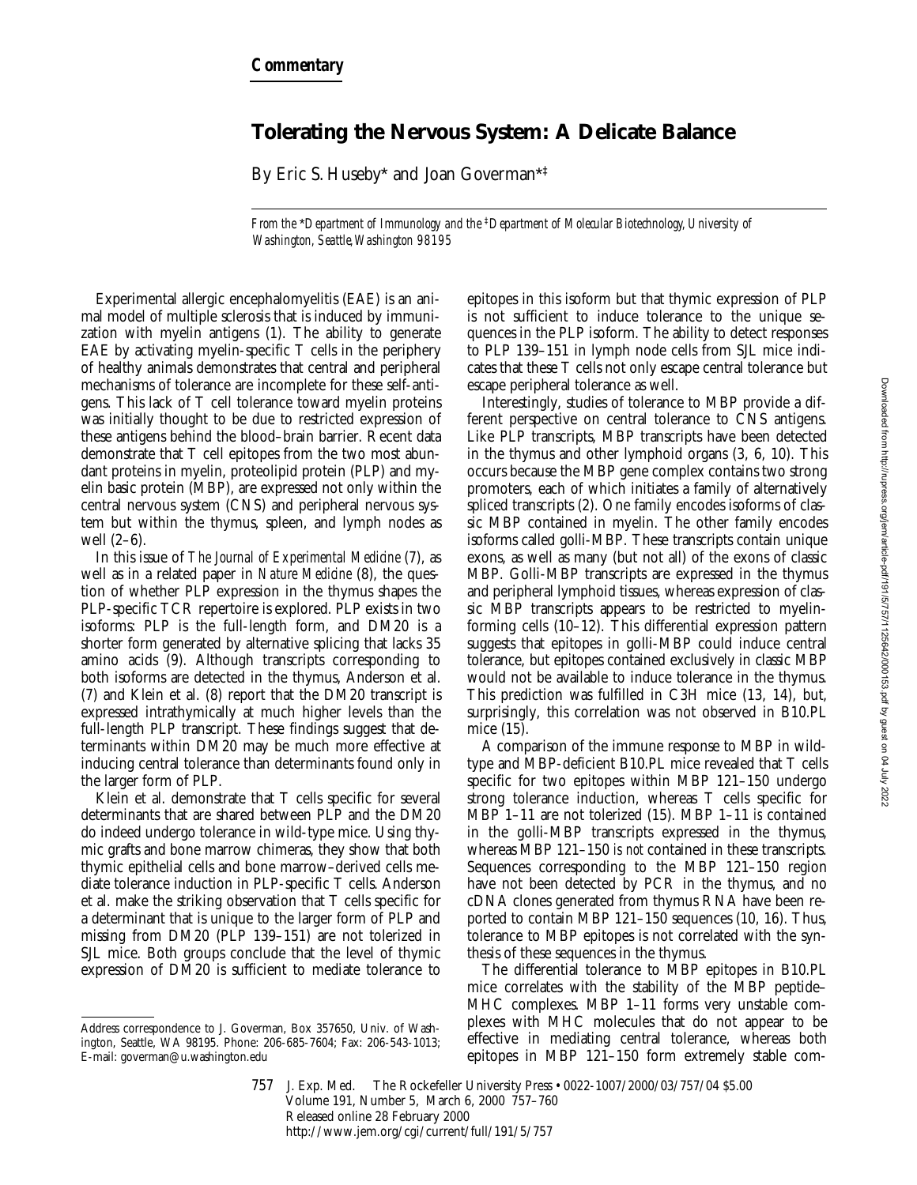**Commentary**

# Tolerating the Nervous System: A Delicate Balance

By Eric S. Huseby* and Joan Goverman*‡

*From the \*Department of Immunology and the ‡Department of Molecular Biotechnology, University of Washington, Seattle, Washington 98195*

Experimental allergic encephalomyelitis (EAE) is an animal model of multiple sclerosis that is induced by immunization with myelin antigens (1). The ability to generate EAE by activating myelin-specific T cells in the periphery of healthy animals demonstrates that central and peripheral mechanisms of tolerance are incomplete for these self-antigens. This lack of T cell tolerance toward myelin proteins was initially thought to be due to restricted expression of these antigens behind the blood–brain barrier. Recent data demonstrate that T cell epitopes from the two most abundant proteins in myelin, proteolipid protein (PLP) and myelin basic protein (MBP), are expressed not only within the central nervous system (CNS) and peripheral nervous system but within the thymus, spleen, and lymph nodes as well (2–6).

In this issue of *The Journal of Experimental Medicine* (7), as well as in a related paper in *Nature Medicine* (8), the question of whether PLP expression in the thymus shapes the PLP-specific TCR repertoire is explored. PLP exists in two isoforms: PLP is the full-length form, and DM20 is a shorter form generated by alternative splicing that lacks 35 amino acids (9). Although transcripts corresponding to both isoforms are detected in the thymus, Anderson et al. (7) and Klein et al. (8) report that the DM20 transcript is expressed intrathymically at much higher levels than the full-length PLP transcript. These findings suggest that determinants within DM20 may be much more effective at inducing central tolerance than determinants found only in the larger form of PLP.

Klein et al. demonstrate that T cells specific for several determinants that are shared between PLP and the DM20 do indeed undergo tolerance in wild-type mice. Using thymic grafts and bone marrow chimeras, they show that both thymic epithelial cells and bone marrow–derived cells mediate tolerance induction in PLP-specific T cells. Anderson et al. make the striking observation that T cells specific for a determinant that is unique to the larger form of PLP and missing from DM20 (PLP 139–151) are not tolerized in SJL mice. Both groups conclude that the level of thymic expression of DM20 is sufficient to mediate tolerance to epitopes in this isoform but that thymic expression of PLP is not sufficient to induce tolerance to the unique sequences in the PLP isoform. The ability to detect responses to PLP 139–151 in lymph node cells from SJL mice indicates that these T cells not only escape central tolerance but escape peripheral tolerance as well.

Interestingly, studies of tolerance to MBP provide a different perspective on central tolerance to CNS antigens. Like PLP transcripts, MBP transcripts have been detected in the thymus and other lymphoid organs (3, 6, 10). This occurs because the MBP gene complex contains two strong promoters, each of which initiates a family of alternatively spliced transcripts (2). One family encodes isoforms of classic MBP contained in myelin. The other family encodes isoforms called golli-MBP. These transcripts contain unique exons, as well as many (but not all) of the exons of classic MBP. Golli-MBP transcripts are expressed in the thymus and peripheral lymphoid tissues, whereas expression of classic MBP transcripts appears to be restricted to myelin-forming cells (10–12). This differential expression pattern suggests that epitopes in golli-MBP could induce central tolerance, but epitopes contained exclusively in classic MBP would not be available to induce tolerance in the thymus. This prediction was fulfilled in C3H mice (13, 14), but, surprisingly, this correlation was not observed in B10.PL mice (15).

A comparison of the immune response to MBP in wild-type and MBP-deficient B10.PL mice revealed that T cells specific for two epitopes within MBP 121–150 undergo strong tolerance induction, whereas T cells specific for MBP 1–11 are not tolerized (15). MBP 1–11 is contained in the golli-MBP transcripts expressed in the thymus, whereas MBP 121–150 is *not* contained in these transcripts. Sequences corresponding to the MBP 121–150 region have not been detected by PCR in the thymus, and no cDNA clones generated from thymus RNA have been reported to contain MBP 121–150 sequences (10, 16). Thus, tolerance to MBP epitopes is not correlated with the synthesis of these sequences in the thymus.

The differential tolerance to MBP epitopes in B10.PL mice correlates with the stability of the MBP peptide–MHC complexes. MBP 1–11 forms very unstable complexes with MHC molecules that do not appear to be effective in mediating central tolerance, whereas both epitopes in MBP 121–150 form extremely stable com-

Address correspondence to J. Goverman, Box 357650, Univ. of Washington, Seattle, WA 98195. Phone: 206-685-7604; Fax: 206-543-1013; E-mail: goverman@u.washington.edu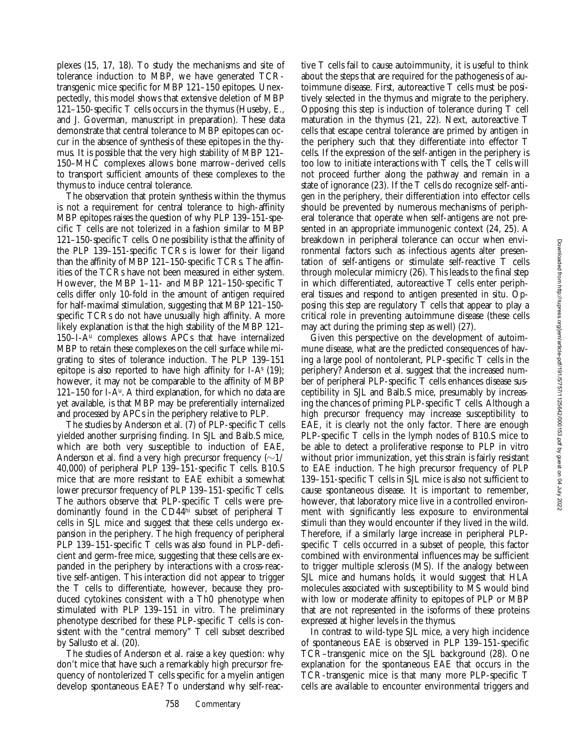plexes (15, 17, 18). To study the mechanisms and site of tolerance induction to MBP, we have generated TCR-transgenic mice specific for MBP 121–150 epitopes. Unexpectedly, this model shows that extensive deletion of MBP 121–150-specific T cells occurs in the thymus (Huseby, E., and J. Goverman, manuscript in preparation). These data demonstrate that central tolerance to MBP epitopes can occur in the absence of synthesis of these epitopes in the thymus. It is possible that the very high stability of MBP 121–150–MHC complexes allows bone marrow–derived cells to transport sufficient amounts of these complexes to the thymus to induce central tolerance.

The observation that protein synthesis within the thymus is not a requirement for central tolerance to high-affinity MBP epitopes raises the question of why PLP 139–151-specific T cells are not tolerized in a fashion similar to MBP 121–150-specific T cells. One possibility is that the affinity of the PLP 139–151-specific TCRs is lower for their ligand than the affinity of MBP 121–150-specific TCRs. The affinities of the TCRs have not been measured in either system. However, the MBP 1–11- and MBP 121–150-specific T cells differ only 10-fold in the amount of antigen required for half-maximal stimulation, suggesting that MBP 121–150-specific TCRs do not have unusually high affinity. A more likely explanation is that the high stability of the MBP 121–150–I-A$^u$ complexes allows APCs that have internalized MBP to retain these complexes on the cell surface while migrating to sites of tolerance induction. The PLP 139–151 epitope is also reported to have high affinity for I-A$^s$ (19); however, it may not be comparable to the affinity of MBP 121–150 for I-A$^u$. A third explanation, for which no data are yet available, is that MBP may be preferentially internalized and processed by APCs in the periphery relative to PLP.

The studies by Anderson et al. (7) of PLP-specific T cells yielded another surprising finding. In SJL and Balb.S mice, which are both very susceptible to induction of EAE, Anderson et al. find a very high precursor frequency (~1/40,000) of peripheral PLP 139–151-specific T cells. B10.S mice that are more resistant to EAE exhibit a somewhat lower precursor frequency of PLP 139–151-specific T cells. The authors observe that PLP-specific T cells were predominantly found in the CD44$^{hi}$ subset of peripheral T cells in SJL mice and suggest that these cells undergo expansion in the periphery. The high frequency of peripheral PLP 139–151-specific T cells was also found in PLP-deficient and germ-free mice, suggesting that these cells are expanded in the periphery by interactions with a cross-reactive self-antigen. This interaction did not appear to trigger the T cells to differentiate, however, because they produced cytokines consistent with a Th0 phenotype when stimulated with PLP 139–151 in vitro. The preliminary phenotype described for these PLP-specific T cells is consistent with the "central memory" T cell subset described by Sallusto et al. (20).

The studies of Anderson et al. raise a key question: why don't mice that have such a remarkably high precursor frequency of nontolerized T cells specific for a myelin antigen develop spontaneous EAE? To understand why self-reactive T cells fail to cause autoimmunity, it is useful to think about the steps that are required for the pathogenesis of autoimmune disease. First, autoreactive T cells must be positively selected in the thymus and migrate to the periphery. Opposing this step is induction of tolerance during T cell maturation in the thymus (21, 22). Next, autoreactive T cells that escape central tolerance are primed by antigen in the periphery such that they differentiate into effector T cells. If the expression of the self-antigen in the periphery is too low to initiate interactions with T cells, the T cells will not proceed further along the pathway and remain in a state of ignorance (23). If the T cells do recognize self-antigen in the periphery, their differentiation into effector cells should be prevented by numerous mechanisms of peripheral tolerance that operate when self-antigens are not presented in an appropriate immunogenic context (24, 25). A breakdown in peripheral tolerance can occur when environmental factors such as infectious agents alter presentation of self-antigens or stimulate self-reactive T cells through molecular mimicry (26). This leads to the final step in which differentiated, autoreactive T cells enter peripheral tissues and respond to antigen presented in situ. Opposing this step are regulatory T cells that appear to play a critical role in preventing autoimmune disease (these cells may act during the priming step as well) (27).

Given this perspective on the development of autoimmune disease, what are the predicted consequences of having a large pool of nontolerant, PLP-specific T cells in the periphery? Anderson et al. suggest that the increased number of peripheral PLP-specific T cells enhances disease susceptibility in SJL and Balb.S mice, presumably by increasing the chances of priming PLP-specific T cells. Although a high precursor frequency may increase susceptibility to EAE, it is clearly not the only factor. There are enough PLP-specific T cells in the lymph nodes of B10.S mice to be able to detect a proliferative response to PLP in vitro without prior immunization, yet this strain is fairly resistant to EAE induction. The high precursor frequency of PLP 139–151-specific T cells in SJL mice is also not sufficient to cause spontaneous disease. It is important to remember, however, that laboratory mice live in a controlled environment with significantly less exposure to environmental stimuli than they would encounter if they lived in the wild. Therefore, if a similarly large increase in peripheral PLP-specific T cells occurred in a subset of people, this factor combined with environmental influences may be sufficient to trigger multiple sclerosis (MS). If the analogy between SJL mice and humans holds, it would suggest that HLA molecules associated with susceptibility to MS would bind with low or moderate affinity to epitopes of PLP or MBP that are not represented in the isoforms of these proteins expressed at higher levels in the thymus.

In contrast to wild-type SJL mice, a very high incidence of spontaneous EAE is observed in PLP 139–151-specific TCR–transgenic mice on the SJL background (28). One explanation for the spontaneous EAE that occurs in the TCR-transgenic mice is that many more PLP-specific T cells are available to encounter environmental triggers and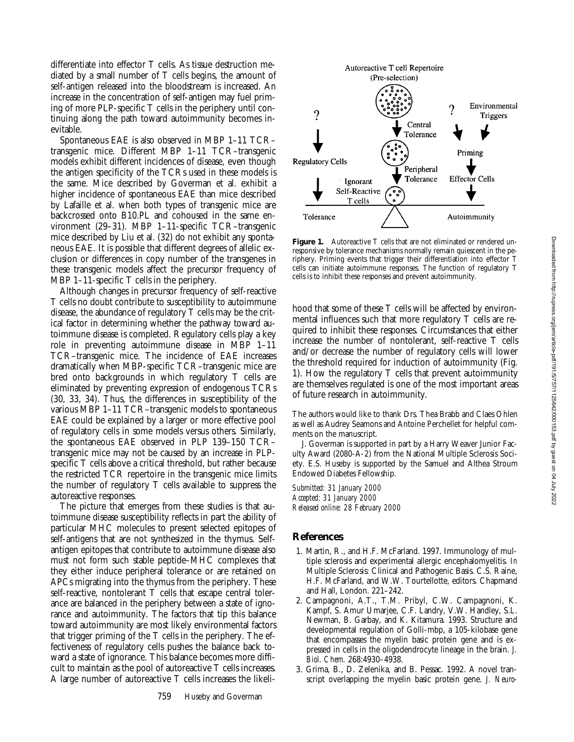differentiate into effector T cells. As tissue destruction mediated by a small number of T cells begins, the amount of self-antigen released into the bloodstream is increased. An increase in the concentration of self-antigen may fuel priming of more PLP-specific T cells in the periphery until continuing along the path toward autoimmunity becomes inevitable.

Spontaneous EAE is also observed in MBP 1–11 TCR–transgenic mice. Different MBP 1–11 TCR–transgenic models exhibit different incidences of disease, even though the antigen specificity of the TCRs used in these models is the same. Mice described by Goverman et al. exhibit a higher incidence of spontaneous EAE than mice described by Lafaille et al. when both types of transgenic mice are backcrossed onto B10.PL and cohoused in the same environment (29–31). MBP 1–11-specific TCR–transgenic mice described by Liu et al. (32) do not exhibit any spontaneous EAE. It is possible that different degrees of allelic exclusion or differences in copy number of the transgenes in these transgenic models affect the precursor frequency of MBP 1–11-specific T cells in the periphery.

Although changes in precursor frequency of self-reactive T cells no doubt contribute to susceptibility to autoimmune disease, the abundance of regulatory T cells may be the critical factor in determining whether the pathway toward autoimmune disease is completed. Regulatory cells play a key role in preventing autoimmune disease in MBP 1–11 TCR–transgenic mice. The incidence of EAE increases dramatically when MBP-specific TCR–transgenic mice are bred onto backgrounds in which regulatory T cells are eliminated by preventing expression of endogenous TCRs (30, 33, 34). Thus, the differences in susceptibility of the various MBP 1–11 TCR–transgenic models to spontaneous EAE could be explained by a larger or more effective pool of regulatory cells in some models versus others. Similarly, the spontaneous EAE observed in PLP 139–150 TCR–transgenic mice may not be caused by an increase in PLP-specific T cells above a critical threshold, but rather because the restricted TCR repertoire in the transgenic mice limits the number of regulatory T cells available to suppress the autoreactive responses.

The picture that emerges from these studies is that autoimmune disease susceptibility reflects in part the ability of particular MHC molecules to present selected epitopes of self-antigens that are not synthesized in the thymus. Self-antigen epitopes that contribute to autoimmune disease also must not form such stable peptide–MHC complexes that they either induce peripheral tolerance or are retained on APCs migrating into the thymus from the periphery. These self-reactive, nontolerant T cells that escape central tolerance are balanced in the periphery between a state of ignorance and autoimmunity. The factors that tip this balance toward autoimmunity are most likely environmental factors that trigger priming of the T cells in the periphery. The effectiveness of regulatory cells pushes the balance back toward a state of ignorance. This balance becomes more difficult to maintain as the pool of autoreactive T cells increases. A large number of autoreactive T cells increases the likelihood that some of these T cells will be affected by environmental influences such that more regulatory T cells are required to inhibit these responses. Circumstances that either increase the number of nontolerant, self-reactive T cells and/or decrease the number of regulatory cells will lower the threshold required for induction of autoimmunity (Fig. 1). How the regulatory T cells that prevent autoimmunity are themselves regulated is one of the most important areas of future research in autoimmunity.

**Figure 1.** Autoreactive T cells that are not eliminated or rendered unresponsive by tolerance mechanisms normally remain quiescent in the periphery. Priming events that trigger their differentiation into effector T cells can initiate autoimmune responses. The function of regulatory T cells is to inhibit these responses and prevent autoimmunity.

The authors would like to thank Drs. Thea Brabb and Claes Ohlen as well as Audrey Seamons and Antoine Perchellet for helpful comments on the manuscript.

J. Goverman is supported in part by a Harry Weaver Junior Faculty Award (2080-A-2) from the National Multiple Sclerosis Society. E.S. Huseby is supported by the Samuel and Althea Stroum Endowed Diabetes Fellowship.

*Submitted: 31 January 2000*
*Accepted: 31 January 2000*
*Released online: 28 February 2000*

## References

1. Martin, R., and H.F. McFarland. 1997. Immunology of multiple sclerosis and experimental allergic encephalomyelitis. *In* Multiple Sclerosis: Clinical and Pathogenic Basis. C.S. Raine, H.F. McFarland, and W.W. Tourtellotte, editors. Chapmand and Hall, London. 221–242.
2. Campagnoni, A.T., T.M. Pribyl, C.W. Campagnoni, K. Kampf, S. Amur Umarjee, C.F. Landry, V.W. Handley, S.L. Newman, B. Garbay, and K. Kitamura. 1993. Structure and developmental regulation of Golli-mbp, a 105-kilobase gene that encompasses the myelin basic protein gene and is expressed in cells in the oligodendrocyte lineage in the brain. *J. Biol. Chem.* 268:4930–4938.
3. Grima, B., D. Zelenika, and B. Pessac. 1992. A novel transcript overlapping the myelin basic protein gene. *J. Neuro-*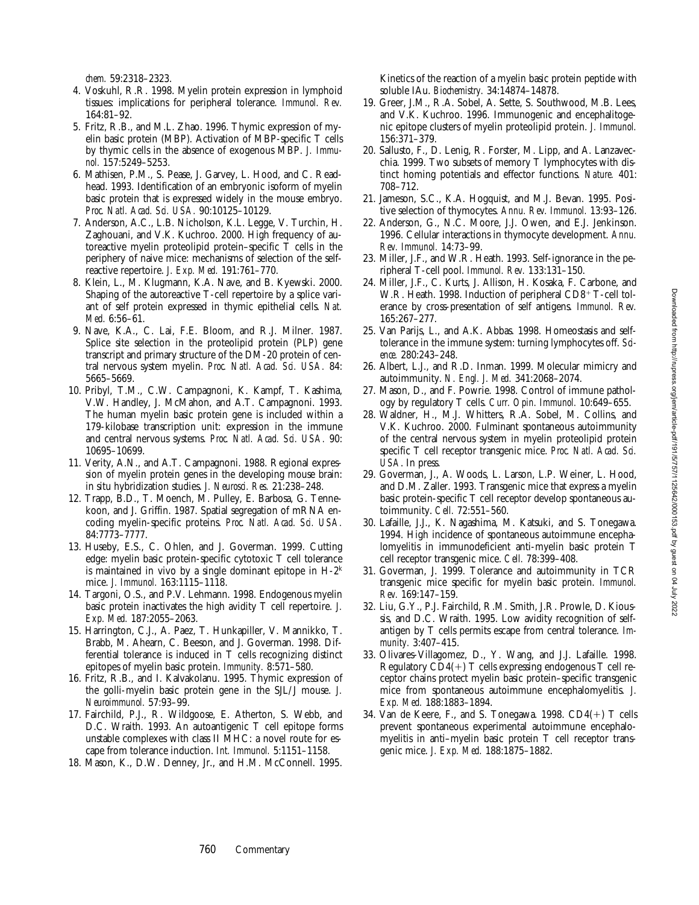chem. 59:2318–2323.

4. Voskuhl, R.R. 1998. Myelin protein expression in lymphoid tissues: implications for peripheral tolerance. *Immunol. Rev.* 164:81–92.
5. Fritz, R.B., and M.L. Zhao. 1996. Thymic expression of myelin basic protein (MBP). Activation of MBP-specific T cells by thymic cells in the absence of exogenous MBP. *J. Immunol.* 157:5249–5253.
6. Mathisen, P.M., S. Pease, J. Garvey, L. Hood, and C. Readhead. 1993. Identification of an embryonic isoform of myelin basic protein that is expressed widely in the mouse embryo. *Proc. Natl. Acad. Sci. USA.* 90:10125–10129.
7. Anderson, A.C., L.B. Nicholson, K.L. Legge, V. Turchin, H. Zaghouani, and V.K. Kuchroo. 2000. High frequency of autoreactive myelin proteolipid protein–specific T cells in the periphery of naive mice: mechanisms of selection of the self-reactive repertoire. *J. Exp. Med.* 191:761–770.
8. Klein, L., M. Klugmann, K.A. Nave, and B. Kyewski. 2000. Shaping of the autoreactive T-cell repertoire by a splice variant of self protein expressed in thymic epithelial cells. *Nat. Med.* 6:56–61.
9. Nave, K.A., C. Lai, F.E. Bloom, and R.J. Milner. 1987. Splice site selection in the proteolipid protein (PLP) gene transcript and primary structure of the DM-20 protein of central nervous system myelin. *Proc. Natl. Acad. Sci. USA.* 84: 5665–5669.
10. Pribyl, T.M., C.W. Campagnoni, K. Kampf, T. Kashima, V.W. Handley, J. McMahon, and A.T. Campagnoni. 1993. The human myelin basic protein gene is included within a 179-kilobase transcription unit: expression in the immune and central nervous systems. *Proc. Natl. Acad. Sci. USA.* 90: 10695–10699.
11. Verity, A.N., and A.T. Campagnoni. 1988. Regional expression of myelin protein genes in the developing mouse brain: in situ hybridization studies. *J. Neurosci. Res.* 21:238–248.
12. Trapp, B.D., T. Moench, M. Pulley, E. Barbosa, G. Tennekoon, and J. Griffin. 1987. Spatial segregation of mRNA encoding myelin-specific proteins. *Proc. Natl. Acad. Sci. USA.* 84:7773–7777.
13. Huseby, E.S., C. Ohlen, and J. Goverman. 1999. Cutting edge: myelin basic protein-specific cytotoxic T cell tolerance is maintained in vivo by a single dominant epitope in H-$2^k$ mice. *J. Immunol.* 163:1115–1118.
14. Targoni, O.S., and P.V. Lehmann. 1998. Endogenous myelin basic protein inactivates the high avidity T cell repertoire. *J. Exp. Med.* 187:2055–2063.
15. Harrington, C.J., A. Paez, T. Hunkapiller, V. Mannikko, T. Brabb, M. Ahearn, C. Beeson, and J. Goverman. 1998. Differential tolerance is induced in T cells recognizing distinct epitopes of myelin basic protein. *Immunity.* 8:571–580.
16. Fritz, R.B., and I. Kalvakolanu. 1995. Thymic expression of the golli-myelin basic protein gene in the SJL/J mouse. *J. Neuroimmunol.* 57:93–99.
17. Fairchild, P.J., R. Wildgoose, E. Atherton, S. Webb, and D.C. Wraith. 1993. An autoantigenic T cell epitope forms unstable complexes with class II MHC: a novel route for escape from tolerance induction. *Int. Immunol.* 5:1151–1158.
18. Mason, K., D.W. Denney, Jr., and H.M. McConnell. 1995. Kinetics of the reaction of a myelin basic protein peptide with soluble IAu. *Biochemistry.* 34:14874–14878.
19. Greer, J.M., R.A. Sobel, A. Sette, S. Southwood, M.B. Lees, and V.K. Kuchroo. 1996. Immunogenic and encephalitogenic epitope clusters of myelin proteolipid protein. *J. Immunol.* 156:371–379.
20. Sallusto, F., D. Lenig, R. Forster, M. Lipp, and A. Lanzavecchia. 1999. Two subsets of memory T lymphocytes with distinct homing potentials and effector functions. *Nature.* 401: 708–712.
21. Jameson, S.C., K.A. Hogquist, and M.J. Bevan. 1995. Positive selection of thymocytes. *Annu. Rev. Immunol.* 13:93–126.
22. Anderson, G., N.C. Moore, J.J. Owen, and E.J. Jenkinson. 1996. Cellular interactions in thymocyte development. *Annu. Rev. Immunol.* 14:73–99.
23. Miller, J.F., and W.R. Heath. 1993. Self-ignorance in the peripheral T-cell pool. *Immunol. Rev.* 133:131–150.
24. Miller, J.F., C. Kurts, J. Allison, H. Kosaka, F. Carbone, and W.R. Heath. 1998. Induction of peripheral $CD8^+$ T-cell tolerance by cross-presentation of self antigens. *Immunol. Rev.* 165:267–277.
25. Van Parijs, L., and A.K. Abbas. 1998. Homeostasis and self-tolerance in the immune system: turning lymphocytes off. *Science.* 280:243–248.
26. Albert, L.J., and R.D. Inman. 1999. Molecular mimicry and autoimmunity. *N. Engl. J. Med.* 341:2068–2074.
27. Mason, D., and F. Powrie. 1998. Control of immune pathology by regulatory T cells. *Curr. Opin. Immunol.* 10:649–655.
28. Waldner, H., M.J. Whitters, R.A. Sobel, M. Collins, and V.K. Kuchroo. 2000. Fulminant spontaneous autoimmunity of the central nervous system in myelin proteolipid protein specific T cell receptor transgenic mice. *Proc. Natl. Acad. Sci. USA.* In press.
29. Goverman, J., A. Woods, L. Larson, L.P. Weiner, L. Hood, and D.M. Zaller. 1993. Transgenic mice that express a myelin basic protein-specific T cell receptor develop spontaneous autoimmunity. *Cell.* 72:551–560.
30. Lafaille, J.J., K. Nagashima, M. Katsuki, and S. Tonegawa. 1994. High incidence of spontaneous autoimmune encephalomyelitis in immunodeficient anti-myelin basic protein T cell receptor transgenic mice. *Cell.* 78:399–408.
31. Goverman, J. 1999. Tolerance and autoimmunity in TCR transgenic mice specific for myelin basic protein. *Immunol. Rev.* 169:147–159.
32. Liu, G.Y., P.J. Fairchild, R.M. Smith, J.R. Prowle, D. Kioussis, and D.C. Wraith. 1995. Low avidity recognition of self-antigen by T cells permits escape from central tolerance. *Immunity.* 3:407–415.
33. Olivares-Villagomez, D., Y. Wang, and J.J. Lafaille. 1998. Regulatory CD4(+) T cells expressing endogenous T cell receptor chains protect myelin basic protein–specific transgenic mice from spontaneous autoimmune encephalomyelitis. *J. Exp. Med.* 188:1883–1894.
34. Van de Keere, F., and S. Tonegawa. 1998. CD4(+) T cells prevent spontaneous experimental autoimmune encephalomyelitis in anti–myelin basic protein T cell receptor transgenic mice. *J. Exp. Med.* 188:1875–1882.